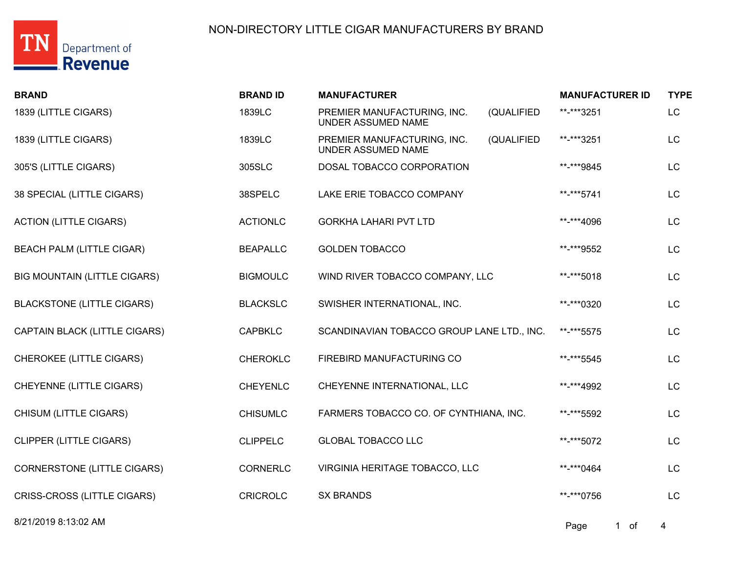# NON-DIRECTORY LITTLE CIGAR MANUFACTURERS BY BRAND

| BRAND | BRAND ID | MANUFACTURER | MANUFACTURER ID | TYPE |
|---|---|---|---|---|
| 1839 (LITTLE CIGARS) | 1839LC | PREMIER MANUFACTURING, INC. (QUALIFIED UNDER ASSUMED NAME | **-***3251 | LC |
| 1839 (LITTLE CIGARS) | 1839LC | PREMIER MANUFACTURING, INC. (QUALIFIED UNDER ASSUMED NAME | **-***3251 | LC |
| 305'S (LITTLE CIGARS) | 305SLC | DOSAL TOBACCO CORPORATION | **-***9845 | LC |
| 38 SPECIAL (LITTLE CIGARS) | 38SPELC | LAKE ERIE TOBACCO COMPANY | **-***5741 | LC |
| ACTION (LITTLE CIGARS) | ACTIONLC | GORKHA LAHARI PVT LTD | **-***4096 | LC |
| BEACH PALM (LITTLE CIGAR) | BEAPALLC | GOLDEN TOBACCO | **-***9552 | LC |
| BIG MOUNTAIN (LITTLE CIGARS) | BIGMOULC | WIND RIVER TOBACCO COMPANY, LLC | **-***5018 | LC |
| BLACKSTONE (LITTLE CIGARS) | BLACKSLC | SWISHER INTERNATIONAL, INC. | **-***0320 | LC |
| CAPTAIN BLACK (LITTLE CIGARS) | CAPBKLC | SCANDINAVIAN TOBACCO GROUP LANE LTD., INC. | **-***5575 | LC |
| CHEROKEE (LITTLE CIGARS) | CHEROKLC | FIREBIRD MANUFACTURING CO | **-***5545 | LC |
| CHEYENNE (LITTLE CIGARS) | CHEYENLC | CHEYENNE INTERNATIONAL, LLC | **-***4992 | LC |
| CHISUM (LITTLE CIGARS) | CHISUMLC | FARMERS TOBACCO CO. OF CYNTHIANA, INC. | **-***5592 | LC |
| CLIPPER (LITTLE CIGARS) | CLIPPELC | GLOBAL TOBACCO LLC | **-***5072 | LC |
| CORNERSTONE (LITTLE CIGARS) | CORNERLC | VIRGINIA HERITAGE TOBACCO, LLC | **-***0464 | LC |
| CRISS-CROSS (LITTLE CIGARS) | CRICROLC | SX BRANDS | **-***0756 | LC |

8/21/2019 8:13:02 AM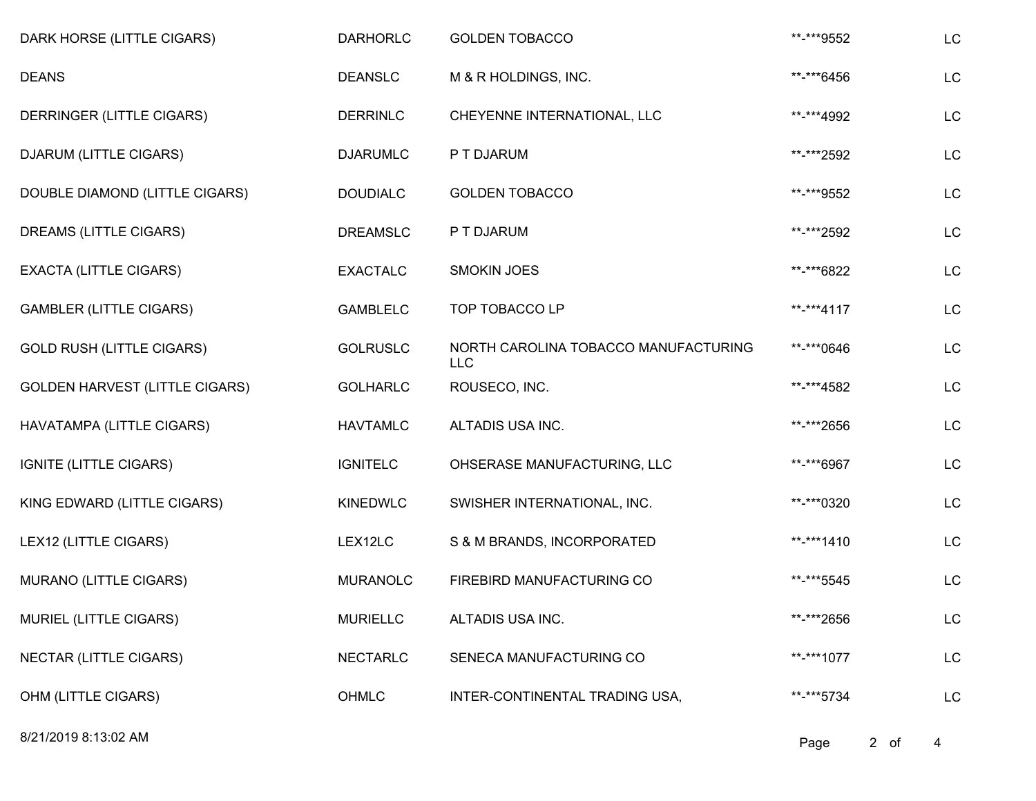| | | | | |
|---|---|---|---|---|
| DARK HORSE (LITTLE CIGARS) | DARHORLC | GOLDEN TOBACCO | **-***9552 | LC |
| DEANS | DEANSLC | M & R HOLDINGS, INC. | **-***6456 | LC |
| DERRINGER (LITTLE CIGARS) | DERRINLC | CHEYENNE INTERNATIONAL, LLC | **-***4992 | LC |
| DJARUM (LITTLE CIGARS) | DJARUMLC | P T DJARUM | **-***2592 | LC |
| DOUBLE DIAMOND (LITTLE CIGARS) | DOUDIALC | GOLDEN TOBACCO | **-***9552 | LC |
| DREAMS (LITTLE CIGARS) | DREAMSLC | P T DJARUM | **-***2592 | LC |
| EXACTA (LITTLE CIGARS) | EXACTALC | SMOKIN JOES | **-***6822 | LC |
| GAMBLER (LITTLE CIGARS) | GAMBLELC | TOP TOBACCO LP | **-***4117 | LC |
| GOLD RUSH (LITTLE CIGARS) | GOLRUSLC | NORTH CAROLINA TOBACCO MANUFACTURING LLC | **-***0646 | LC |
| GOLDEN HARVEST (LITTLE CIGARS) | GOLHARLC | ROUSECO, INC. | **-***4582 | LC |
| HAVATAMPA (LITTLE CIGARS) | HAVTAMLC | ALTADIS USA INC. | **-***2656 | LC |
| IGNITE (LITTLE CIGARS) | IGNITELC | OHSERASE MANUFACTURING, LLC | **-***6967 | LC |
| KING EDWARD (LITTLE CIGARS) | KINEDWLC | SWISHER INTERNATIONAL, INC. | **-***0320 | LC |
| LEX12 (LITTLE CIGARS) | LEX12LC | S & M BRANDS, INCORPORATED | **-***1410 | LC |
| MURANO (LITTLE CIGARS) | MURANOLC | FIREBIRD MANUFACTURING CO | **-***5545 | LC |
| MURIEL (LITTLE CIGARS) | MURIELLC | ALTADIS USA INC. | **-***2656 | LC |
| NECTAR (LITTLE CIGARS) | NECTARLC | SENECA MANUFACTURING CO | **-***1077 | LC |
| OHM (LITTLE CIGARS) | OHMLC | INTER-CONTINENTAL TRADING USA, | **-***5734 | LC |

8/21/2019 8:13:02 AM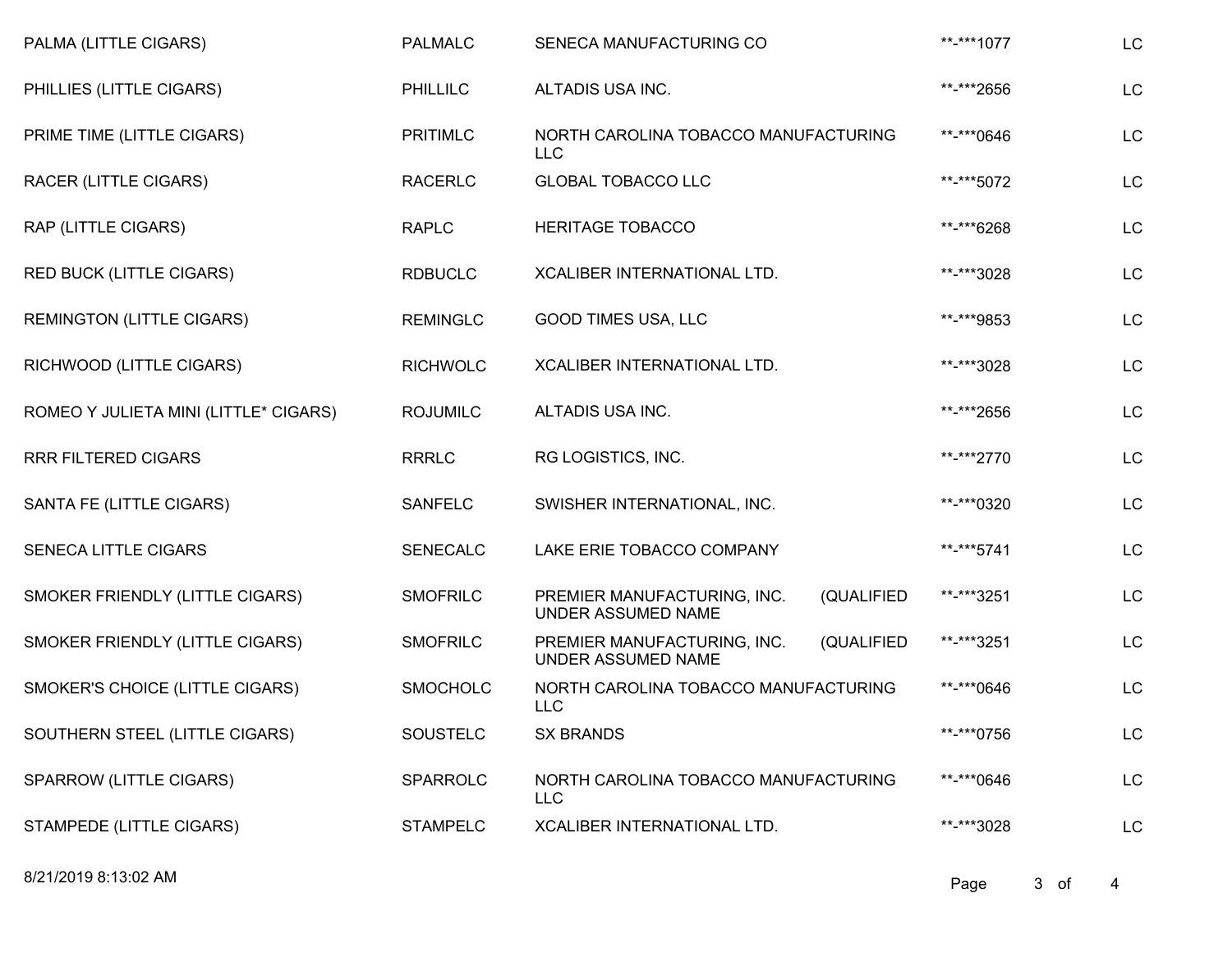| | | | | |
|---|---|---|---|---|
| PALMA (LITTLE CIGARS) | PALMALC | SENECA MANUFACTURING CO | **-***1077 | LC |
| PHILLIES (LITTLE CIGARS) | PHILLILC | ALTADIS USA INC. | **-***2656 | LC |
| PRIME TIME (LITTLE CIGARS) | PRITIMLC | NORTH CAROLINA TOBACCO MANUFACTURING LLC | **-***0646 | LC |
| RACER (LITTLE CIGARS) | RACERLC | GLOBAL TOBACCO LLC | **-***5072 | LC |
| RAP (LITTLE CIGARS) | RAPLC | HERITAGE TOBACCO | **-***6268 | LC |
| RED BUCK (LITTLE CIGARS) | RDBUCLC | XCALIBER INTERNATIONAL LTD. | **-***3028 | LC |
| REMINGTON (LITTLE CIGARS) | REMINGLC | GOOD TIMES USA, LLC | **-***9853 | LC |
| RICHWOOD (LITTLE CIGARS) | RICHWOLC | XCALIBER INTERNATIONAL LTD. | **-***3028 | LC |
| ROMEO Y JULIETA MINI (LITTLE* CIGARS) | ROJUMILC | ALTADIS USA INC. | **-***2656 | LC |
| RRR FILTERED CIGARS | RRRLC | RG LOGISTICS, INC. | **-***2770 | LC |
| SANTA FE (LITTLE CIGARS) | SANFELC | SWISHER INTERNATIONAL, INC. | **-***0320 | LC |
| SENECA LITTLE CIGARS | SENECALC | LAKE ERIE TOBACCO COMPANY | **-***5741 | LC |
| SMOKER FRIENDLY (LITTLE CIGARS) | SMOFRILC | PREMIER MANUFACTURING, INC. (QUALIFIED UNDER ASSUMED NAME | **-***3251 | LC |
| SMOKER FRIENDLY (LITTLE CIGARS) | SMOFRILC | PREMIER MANUFACTURING, INC. (QUALIFIED UNDER ASSUMED NAME | **-***3251 | LC |
| SMOKER'S CHOICE (LITTLE CIGARS) | SMOCHOLC | NORTH CAROLINA TOBACCO MANUFACTURING LLC | **-***0646 | LC |
| SOUTHERN STEEL (LITTLE CIGARS) | SOUSTELC | SX BRANDS | **-***0756 | LC |
| SPARROW (LITTLE CIGARS) | SPARROLC | NORTH CAROLINA TOBACCO MANUFACTURING LLC | **-***0646 | LC |
| STAMPEDE (LITTLE CIGARS) | STAMPELC | XCALIBER INTERNATIONAL LTD. | **-***3028 | LC |

8/21/2019 8:13:02 AM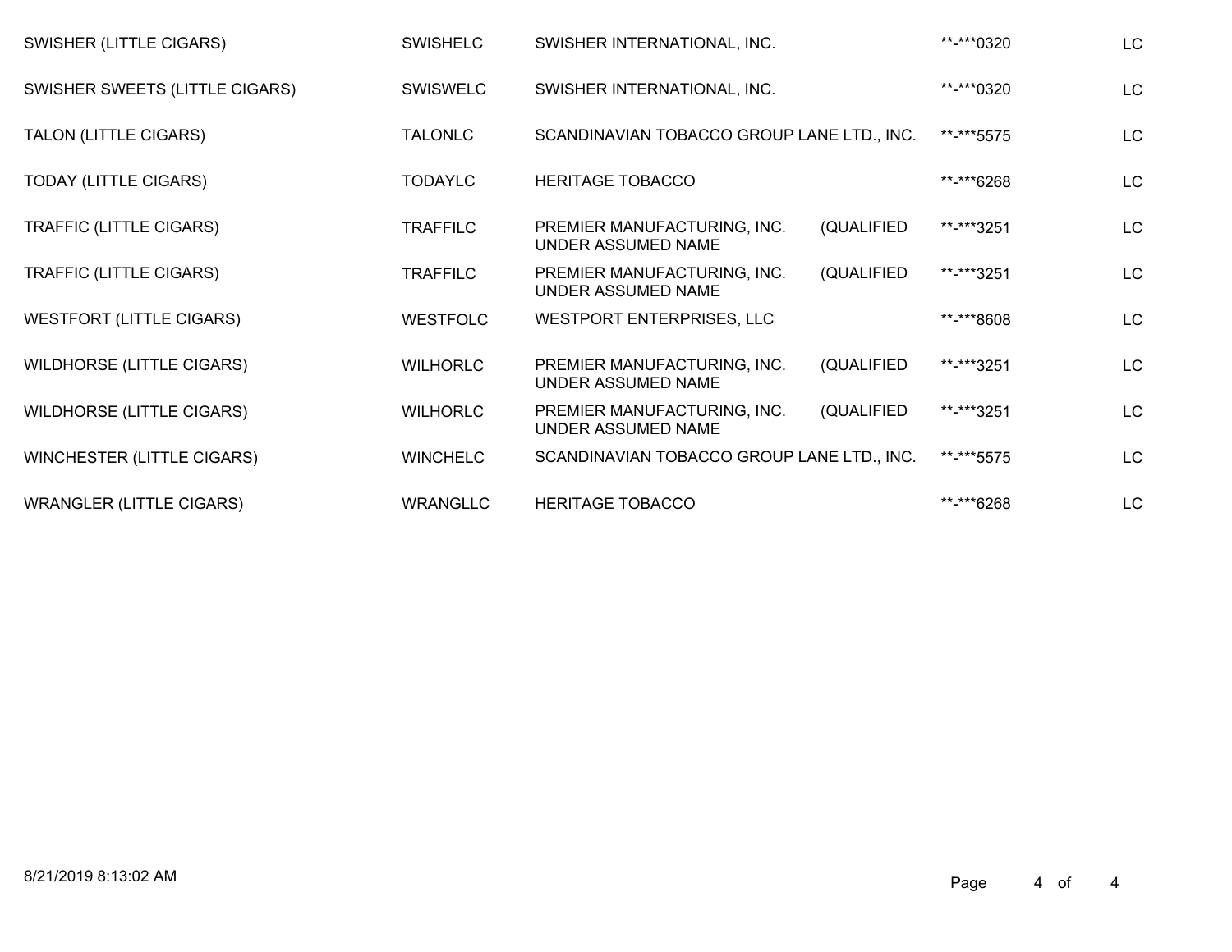| | | | | |
|---|---|---|---|---|
| SWISHER (LITTLE CIGARS) | SWISHELC | SWISHER INTERNATIONAL, INC. | **-***0320 | LC |
| SWISHER SWEETS (LITTLE CIGARS) | SWISWELC | SWISHER INTERNATIONAL, INC. | **-***0320 | LC |
| TALON (LITTLE CIGARS) | TALONLC | SCANDINAVIAN TOBACCO GROUP LANE LTD., INC. | **-***5575 | LC |
| TODAY (LITTLE CIGARS) | TODAYLC | HERITAGE TOBACCO | **-***6268 | LC |
| TRAFFIC (LITTLE CIGARS) | TRAFFILC | PREMIER MANUFACTURING, INC. (QUALIFIED UNDER ASSUMED NAME | **-***3251 | LC |
| TRAFFIC (LITTLE CIGARS) | TRAFFILC | PREMIER MANUFACTURING, INC. (QUALIFIED UNDER ASSUMED NAME | **-***3251 | LC |
| WESTFORT (LITTLE CIGARS) | WESTFOLC | WESTPORT ENTERPRISES, LLC | **-***8608 | LC |
| WILDHORSE (LITTLE CIGARS) | WILHORLC | PREMIER MANUFACTURING, INC. (QUALIFIED UNDER ASSUMED NAME | **-***3251 | LC |
| WILDHORSE (LITTLE CIGARS) | WILHORLC | PREMIER MANUFACTURING, INC. (QUALIFIED UNDER ASSUMED NAME | **-***3251 | LC |
| WINCHESTER (LITTLE CIGARS) | WINCHELC | SCANDINAVIAN TOBACCO GROUP LANE LTD., INC. | **-***5575 | LC |
| WRANGLER (LITTLE CIGARS) | WRANGLLC | HERITAGE TOBACCO | **-***6268 | LC |

8/21/2019 8:13:02 AM